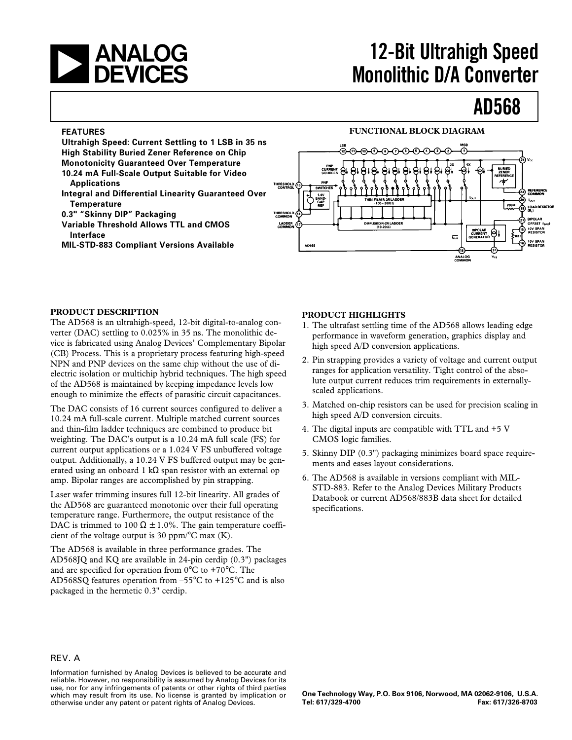# 12-Bit Ultrahigh Speed Monolithic D/A Converter

# AD568

## FEATURES

**Ultrahigh Speed: Current Settling to 1 LSB in 35 ns**
**High Stability Buried Zener Reference on Chip**
**Monotonicity Guaranteed Over Temperature**
**10.24 mA Full-Scale Output Suitable for Video Applications**
**Integral and Differential Linearity Guaranteed Over Temperature**
**0.3" "Skinny DIP" Packaging**
**Variable Threshold Allows TTL and CMOS Interface**
**MIL-STD-883 Compliant Versions Available**

## FUNCTIONAL BLOCK DIAGRAM

## PRODUCT DESCRIPTION

The AD568 is an ultrahigh-speed, 12-bit digital-to-analog converter (DAC) settling to 0.025% in 35 ns. The monolithic device is fabricated using Analog Devices' Complementary Bipolar (CB) Process. This is a proprietary process featuring high-speed NPN and PNP devices on the same chip without the use of dielectric isolation or multichip hybrid techniques. The high speed of the AD568 is maintained by keeping impedance levels low enough to minimize the effects of parasitic circuit capacitances.

The DAC consists of 16 current sources configured to deliver a 10.24 mA full-scale current. Multiple matched current sources and thin-film ladder techniques are combined to produce bit weighting. The DAC's output is a 10.24 mA full scale (FS) for current output applications or a 1.024 V FS unbuffered voltage output. Additionally, a 10.24 V FS buffered output may be generated using an onboard 1 kΩ span resistor with an external op amp. Bipolar ranges are accomplished by pin strapping.

Laser wafer trimming insures full 12-bit linearity. All grades of the AD568 are guaranteed monotonic over their full operating temperature range. Furthermore, the output resistance of the DAC is trimmed to 100 Ω ± 1.0%. The gain temperature coefficient of the voltage output is 30 ppm/°C max (K).

The AD568 is available in three performance grades. The AD568JQ and KQ are available in 24-pin cerdip (0.3") packages and are specified for operation from 0°C to +70°C. The AD568SQ features operation from –55°C to +125°C and is also packaged in the hermetic 0.3" cerdip.

## PRODUCT HIGHLIGHTS

1. The ultrafast settling time of the AD568 allows leading edge performance in waveform generation, graphics display and high speed A/D conversion applications.
2. Pin strapping provides a variety of voltage and current output ranges for application versatility. Tight control of the absolute output current reduces trim requirements in externally-scaled applications.
3. Matched on-chip resistors can be used for precision scaling in high speed A/D conversion circuits.
4. The digital inputs are compatible with TTL and +5 V CMOS logic families.
5. Skinny DIP (0.3") packaging minimizes board space requirements and eases layout considerations.
6. The AD568 is available in versions compliant with MIL-STD-883. Refer to the Analog Devices Military Products Databook or current AD568/883B data sheet for detailed specifications.

REV. A

Information furnished by Analog Devices is believed to be accurate and reliable. However, no responsibility is assumed by Analog Devices for its use, nor for any infringements of patents or other rights of third parties which may result from its use. No license is granted by implication or otherwise under any patent or patent rights of Analog Devices.

**One Technology Way, P.O. Box 9106, Norwood, MA 02062-9106, U.S.A.**
**Tel: 617/329-4700 Fax: 617/326-8703**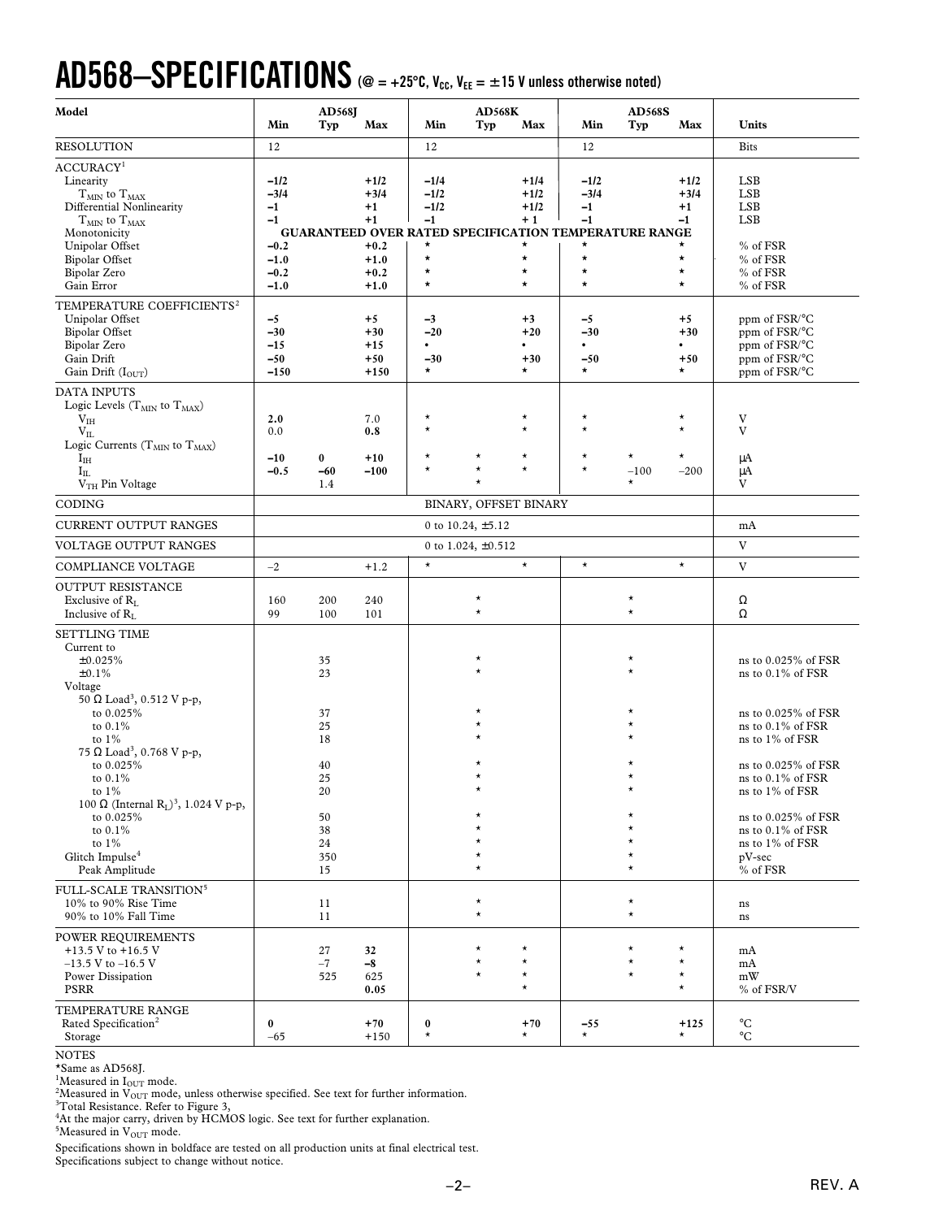# AD568–SPECIFICATIONS (@ = +25°C, $V_{CC}$, $V_{EE}$ = ±15 V unless otherwise noted)

| Model | AD568J Min | AD568J Typ | AD568J Max | AD568K Min | AD568K Typ | AD568K Max | AD568S Min | AD568S Typ | AD568S Max | Units |
|---|---|---|---|---|---|---|---|---|---|---|
| RESOLUTION | 12 | | | 12 | | | 12 | | | Bits |
| ACCURACY[1] | | | | | | | | | | |
| Linearity | **–1/2** | | **+1/2** | **–1/4** | | **+1/4** | **–1/2** | | **+1/2** | LSB |
| $T_{MIN}$ to $T_{MAX}$ | **–3/4** | | **+3/4** | **–1/2** | | **+1/2** | **–3/4** | | **+3/4** | LSB |
| Differential Nonlinearity | **–1** | | **+1** | **–1/2** | | **+1/2** | **–1** | | **+1** | LSB |
| $T_{MIN}$ to $T_{MAX}$ | **–1** | | **+1** | **–1** | | **+ 1** | **–1** | | **–1** | LSB |
| Monotonicity | **GUARANTEED OVER RATED SPECIFICATION TEMPERATURE RANGE** | | | | | | | | | |
| Unipolar Offset | **–0.2** | | **+0.2** | * | | * | * | | * | % of FSR |
| Bipolar Offset | **–1.0** | | **+1.0** | * | | * | * | | * | % of FSR |
| Bipolar Zero | **–0.2** | | **+0.2** | * | | * | * | | * | % of FSR |
| Gain Error | **–1.0** | | **+1.0** | * | | * | * | | * | % of FSR |
| TEMPERATURE COEFFICIENTS[2] | | | | | | | | | | |
| Unipolar Offset | **–5** | | **+5** | **–3** | | **+3** | **–5** | | **+5** | ppm of FSR/°C |
| Bipolar Offset | **–30** | | **+30** | **–20** | | **+20** | **–30** | | **+30** | ppm of FSR/°C |
| Bipolar Zero | **–15** | | **+15** | • | | • | • | | • | ppm of FSR/°C |
| Gain Drift | **–50** | | **+50** | **–30** | | **+30** | **–50** | | **+50** | ppm of FSR/°C |
| Gain Drift ($I_{OUT}$) | **–150** | | **+150** | * | | * | * | | * | ppm of FSR/°C |
| DATA INPUTS | | | | | | | | | | |
| Logic Levels ($T_{MIN}$ to $T_{MAX}$) | | | | | | | | | | |
| $V_{IH}$ | **2.0** | | 7.0 | * | | * | * | | * | V |
| $V_{IL}$ | 0.0 | | **0.8** | * | | * | * | | * | V |
| Logic Currents ($T_{MIN}$ to $T_{MAX}$) | | | | | | | | | | |
| $I_{IH}$ | **–10** | **0** | **+10** | * | * | * | * | * | * | µA |
| $I_{IL}$ | **–0.5** | **–60** | **–100** | * | * | * | * | –100 | –200 | µA |
| $V_{TH}$ Pin Voltage | | 1.4 | | | * | | | * | | V |
| CODING | BINARY, OFFSET BINARY | | | | | | | | | |
| CURRENT OUTPUT RANGES | 0 to 10.24, ±5.12 | | | | | | | | | mA |
| VOLTAGE OUTPUT RANGES | 0 to 1.024, ±0.512 | | | | | | | | | V |
| COMPLIANCE VOLTAGE | –2 | | +1.2 | * | | * | * | | * | V |
| OUTPUT RESISTANCE | | | | | | | | | | |
| Exclusive of $R_L$ | 160 | 200 | 240 | | * | | | * | | Ω |
| Inclusive of $R_L$ | 99 | 100 | 101 | | * | | | * | | Ω |
| SETTLING TIME | | | | | | | | | | |
| Current to | | | | | | | | | | |
| ±0.025% | | 35 | | | * | | | * | | ns to 0.025% of FSR |
| ±0.1% | | 23 | | | * | | | * | | ns to 0.1% of FSR |
| Voltage | | | | | | | | | | |
| 50 Ω Load[3], 0.512 V p-p, | | | | | | | | | | |
| to 0.025% | | 37 | | | * | | | * | | ns to 0.025% of FSR |
| to 0.1% | | 25 | | | * | | | * | | ns to 0.1% of FSR |
| to 1% | | 18 | | | * | | | * | | ns to 1% of FSR |
| 75 Ω Load[3], 0.768 V p-p, | | | | | | | | | | |
| to 0.025% | | 40 | | | * | | | * | | ns to 0.025% of FSR |
| to 0.1% | | 25 | | | * | | | * | | ns to 0.1% of FSR |
| to 1% | | 20 | | | * | | | * | | ns to 1% of FSR |
| 100 Ω (Internal $R_L$)[3], 1.024 V p-p, | | | | | | | | | | |
| to 0.025% | | 50 | | | * | | | * | | ns to 0.025% of FSR |
| to 0.1% | | 38 | | | * | | | * | | ns to 0.1% of FSR |
| to 1% | | 24 | | | * | | | * | | ns to 1% of FSR |
| Glitch Impulse[4] | | 350 | | | * | | | * | | pV-sec |
| Peak Amplitude | | 15 | | | * | | | * | | % of FSR |
| FULL-SCALE TRANSITION[5] | | | | | | | | | | |
| 10% to 90% Rise Time | | 11 | | | * | | | * | | ns |
| 90% to 10% Fall Time | | 11 | | | * | | | * | | ns |
| POWER REQUIREMENTS | | | | | | | | | | |
| +13.5 V to +16.5 V | | 27 | **32** | | * | * | | * | * | mA |
| –13.5 V to –16.5 V | | –7 | **–8** | | * | * | | * | * | mA |
| Power Dissipation | | 525 | 625 | | * | * | | * | * | mW |
| PSRR | | | **0.05** | | | * | | | * | % of FSR/V |
| TEMPERATURE RANGE | | | | | | | | | | |
| Rated Specification[2] | **0** | | **+70** | **0** | | **+70** | **–55** | | **+125** | °C |
| Storage | –65 | | +150 | * | | * | * | | * | °C |

NOTES

*Same as AD568J.

[1]Measured in $I_{OUT}$ mode.

[2]Measured in $V_{OUT}$ mode, unless otherwise specified. See text for further information.

[3]Total Resistance. Refer to Figure 3,

[4]At the major carry, driven by HCMOS logic. See text for further explanation.

[5]Measured in $V_{OUT}$ mode.

Specifications shown in boldface are tested on all production units at final electrical test.

Specifications subject to change without notice.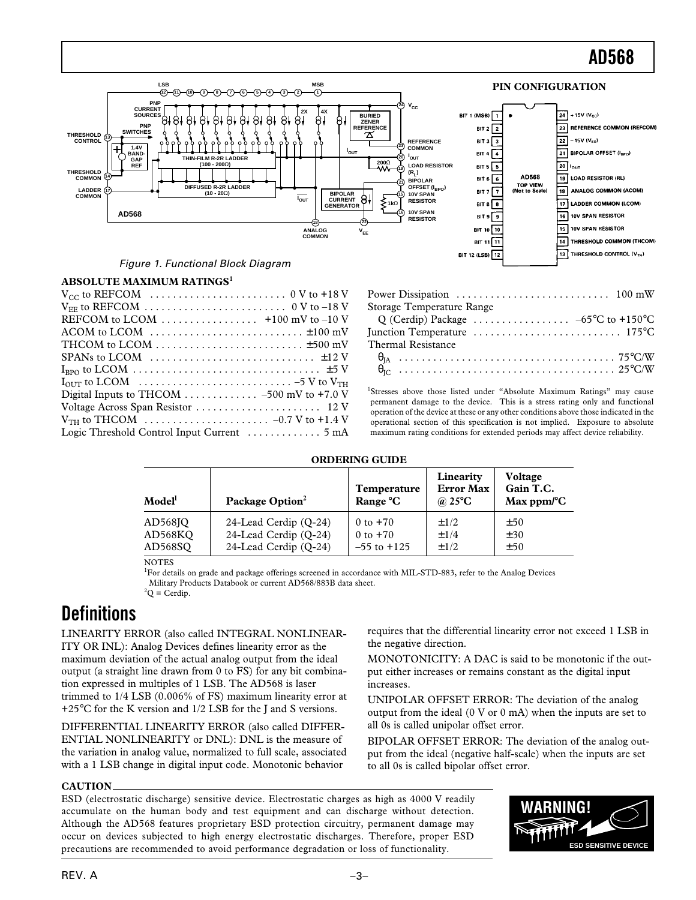Figure 1. Functional Block Diagram

PIN CONFIGURATION

| Pin | Function | Pin | Function |
|---|---|---|---|
| 1 | BIT 1 (MSB) | 24 | +15 V ($V_{CC}$) |
| 2 | BIT 2 | 23 | REFERENCE COMMON (REFCOM) |
| 3 | BIT 3 | 22 | –15 V ($V_{EE}$) |
| 4 | BIT 4 | 21 | BIPOLAR OFFSET ($I_{BPO}$) |
| 5 | BIT 5 | 20 | $I_{OUT}$ |
| 6 | BIT 6 | 19 | LOAD RESISTOR (RL) |
| 7 | BIT 7 | 18 | ANALOG COMMON (ACOM) |
| 8 | BIT 8 | 17 | LADDER COMMON (LCOM) |
| 9 | BIT 9 | 16 | 10V SPAN RESISTOR |
| 10 | BIT 10 | 15 | 10V SPAN RESISTOR |
| 11 | BIT 11 | 14 | THRESHOLD COMMON (THCOM) |
| 12 | BIT 12 (LSB) | 13 | THRESHOLD CONTROL ($V_{TH}$) |

AD568 TOP VIEW (Not to Scale)

### ABSOLUTE MAXIMUM RATINGS[1]

$V_{CC}$ to REFCOM . . . . . . . . . . . . 0 V to +18 V
$V_{EE}$ to REFCOM . . . . . . . . . . . . 0 V to –18 V
REFCOM to LCOM . . . . . . . . . . . . +100 mV to –10 V
ACOM to LCOM . . . . . . . . . . . . ±100 mV
THCOM to LCOM . . . . . . . . . . . . ±500 mV
SPANs to LCOM . . . . . . . . . . . . ±12 V
$I_{BPO}$ to LCOM . . . . . . . . . . . . ±5 V
$I_{OUT}$ to LCOM . . . . . . . . . . . . –5 V to $V_{TH}$
Digital Inputs to THCOM . . . . . . . . . . . . –500 mV to +7.0 V
Voltage Across Span Resistor . . . . . . . . . . . . 12 V
$V_{TH}$ to THCOM . . . . . . . . . . . . –0.7 V to +1.4 V
Logic Threshold Control Input Current . . . . . . . . . . . . 5 mA
Power Dissipation . . . . . . . . . . . . 100 mW
Storage Temperature Range
Q (Cerdip) Package . . . . . . . . . . . . –65°C to +150°C
Junction Temperature . . . . . . . . . . . . 175°C
Thermal Resistance
$\theta_{JA}$ . . . . . . . . . . . . 75°C/W
$\theta_{JC}$ . . . . . . . . . . . . 25°C/W

[1]Stresses above those listed under "Absolute Maximum Ratings" may cause permanent damage to the device. This is a stress rating only and functional operation of the device at these or any other conditions above those indicated in the operational section of this specification is not implied. Exposure to absolute maximum rating conditions for extended periods may affect device reliability.

### ORDERING GUIDE

| Model[1] | Package Option[2] | Temperature Range °C | Linearity Error Max @ 25°C | Voltage Gain T.C. Max ppm/°C |
|---|---|---|---|---|
| AD568JQ | 24-Lead Cerdip (Q-24) | 0 to +70 | ±1/2 | ±50 |
| AD568KQ | 24-Lead Cerdip (Q-24) | 0 to +70 | ±1/4 | ±30 |
| AD568SQ | 24-Lead Cerdip (Q-24) | –55 to +125 | ±1/2 | ±50 |

NOTES
[1]For details on grade and package offerings screened in accordance with MIL-STD-883, refer to the Analog Devices Military Products Databook or current AD568/883B data sheet.
[2]Q = Cerdip.

# Definitions

LINEARITY ERROR (also called INTEGRAL NONLINEARITY OR INL): Analog Devices defines linearity error as the maximum deviation of the actual analog output from the ideal output (a straight line drawn from 0 to FS) for any bit combination expressed in multiples of 1 LSB. The AD568 is laser trimmed to 1/4 LSB (0.006% of FS) maximum linearity error at +25°C for the K version and 1/2 LSB for the J and S versions.

DIFFERENTIAL LINEARITY ERROR (also called DIFFERENTIAL NONLINEARITY or DNL): DNL is the measure of the variation in analog value, normalized to full scale, associated with a 1 LSB change in digital input code. Monotonic behavior requires that the differential linearity error not exceed 1 LSB in the negative direction.

MONOTONICITY: A DAC is said to be monotonic if the output either increases or remains constant as the digital input increases.

UNIPOLAR OFFSET ERROR: The deviation of the analog output from the ideal (0 V or 0 mA) when the inputs are set to all 0s is called unipolar offset error.

BIPOLAR OFFSET ERROR: The deviation of the analog output from the ideal (negative half-scale) when the inputs are set to all 0s is called bipolar offset error.

**CAUTION**

ESD (electrostatic discharge) sensitive device. Electrostatic charges as high as 4000 V readily accumulate on the human body and test equipment and can discharge without detection. Although the AD568 features proprietary ESD protection circuitry, permanent damage may occur on devices subjected to high energy electrostatic discharges. Therefore, proper ESD precautions are recommended to avoid performance degradation or loss of functionality.

WARNING! ESD SENSITIVE DEVICE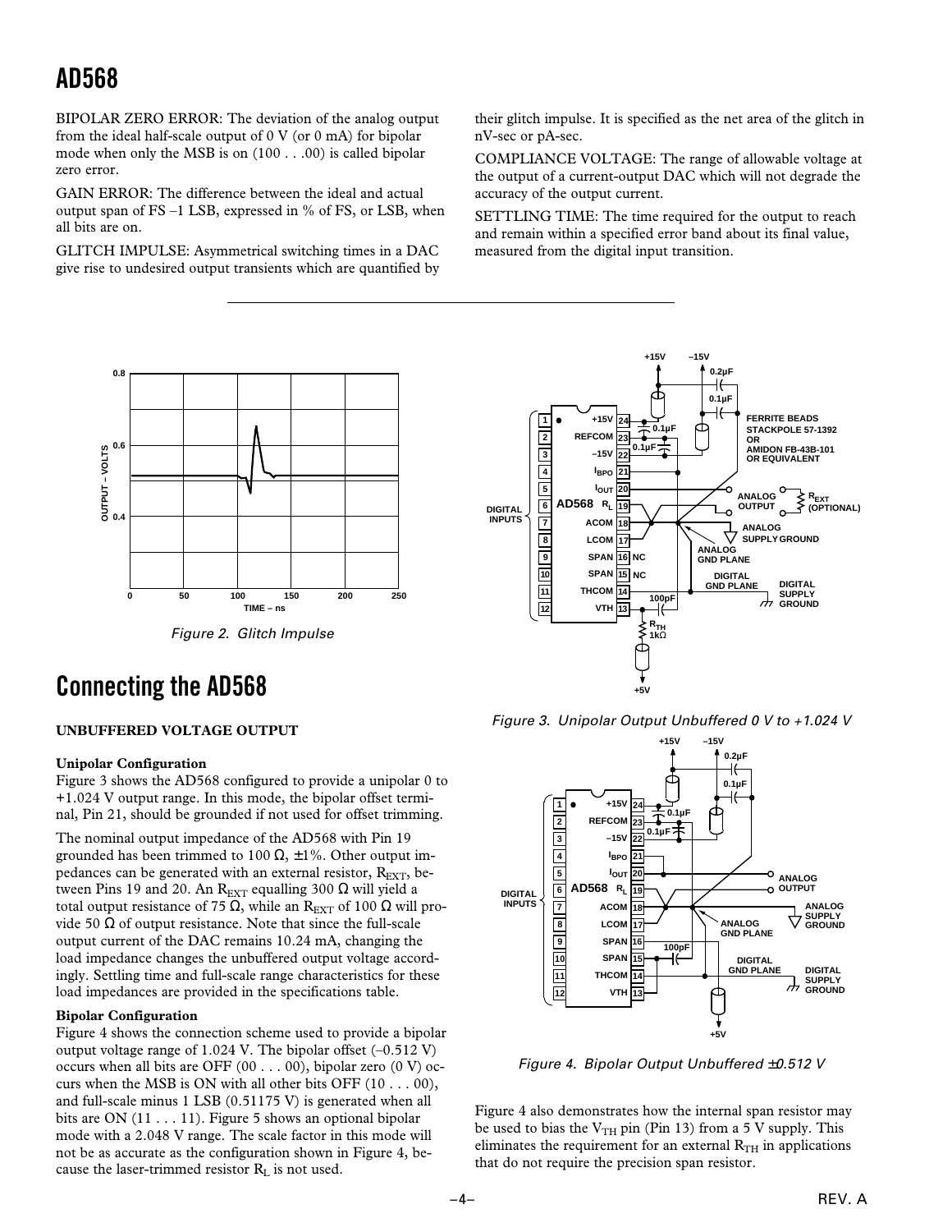BIPOLAR ZERO ERROR: The deviation of the analog output from the ideal half-scale output of 0 V (or 0 mA) for bipolar mode when only the MSB is on (100 . . .00) is called bipolar zero error.

GAIN ERROR: The difference between the ideal and actual output span of FS –1 LSB, expressed in % of FS, or LSB, when all bits are on.

GLITCH IMPULSE: Asymmetrical switching times in a DAC give rise to undesired output transients which are quantified by their glitch impulse. It is specified as the net area of the glitch in nV-sec or pA-sec.

COMPLIANCE VOLTAGE: The range of allowable voltage at the output of a current-output DAC which will not degrade the accuracy of the output current.

SETTLING TIME: The time required for the output to reach and remain within a specified error band about its final value, measured from the digital input transition.

*Figure 2. Glitch Impulse*

*Figure 3. Unipolar Output Unbuffered 0 V to +1.024 V*

# Connecting the AD568

### UNBUFFERED VOLTAGE OUTPUT

**Unipolar Configuration**

Figure 3 shows the AD568 configured to provide a unipolar 0 to +1.024 V output range. In this mode, the bipolar offset terminal, Pin 21, should be grounded if not used for offset trimming.

The nominal output impedance of the AD568 with Pin 19 grounded has been trimmed to 100 Ω, ±1%. Other output impedances can be generated with an external resistor, $R_{EXT}$, between Pins 19 and 20. An $R_{EXT}$ equalling 300 Ω will yield a total output resistance of 75 Ω, while an $R_{EXT}$ of 100 Ω will provide 50 Ω of output resistance. Note that since the full-scale output current of the DAC remains 10.24 mA, changing the load impedance changes the unbuffered output voltage accordingly. Settling time and full-scale range characteristics for these load impedances are provided in the specifications table.

**Bipolar Configuration**

Figure 4 shows the connection scheme used to provide a bipolar output voltage range of 1.024 V. The bipolar offset (–0.512 V) occurs when all bits are OFF (00 . . . 00), bipolar zero (0 V) occurs when the MSB is ON with all other bits OFF (10 . . . 00), and full-scale minus 1 LSB (0.51175 V) is generated when all bits are ON (11 . . . 11). Figure 5 shows an optional bipolar mode with a 2.048 V range. The scale factor in this mode will not be as accurate as the configuration shown in Figure 4, because the laser-trimmed resistor $R_L$ is not used.

*Figure 4. Bipolar Output Unbuffered ±0.512 V*

Figure 4 also demonstrates how the internal span resistor may be used to bias the $V_{TH}$ pin (Pin 13) from a 5 V supply. This eliminates the requirement for an external $R_{TH}$ in applications that do not require the precision span resistor.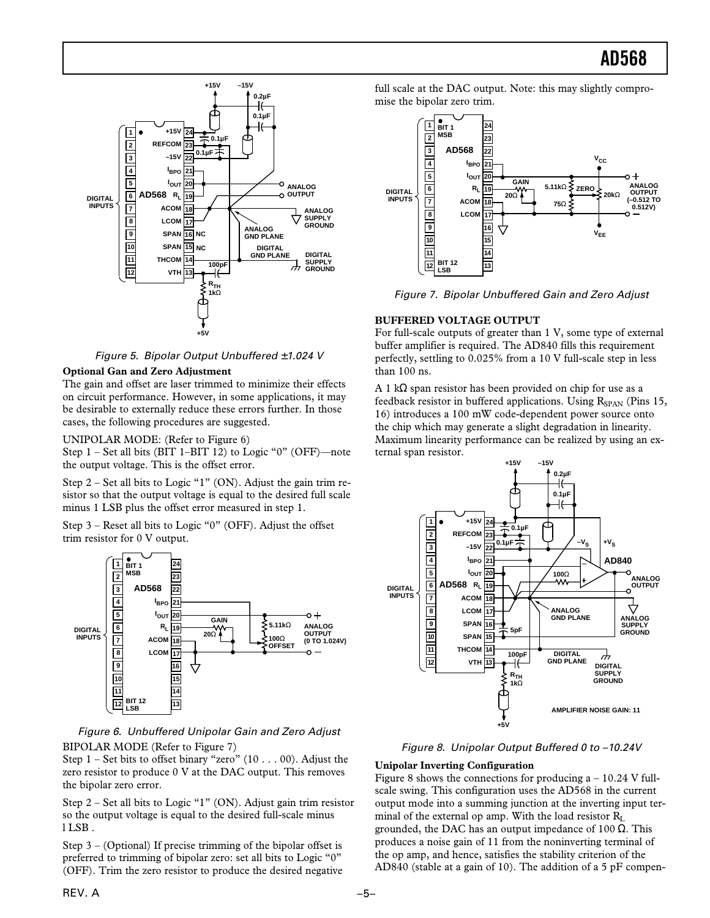Figure 5. Bipolar Output Unbuffered ±1.024 V

**Optional Gain and Zero Adjustment**

The gain and offset are laser trimmed to minimize their effects on circuit performance. However, in some applications, it may be desirable to externally reduce these errors further. In those cases, the following procedures are suggested.

UNIPOLAR MODE: (Refer to Figure 6)

Step 1 – Set all bits (BIT 1–BIT 12) to Logic "0" (OFF)—note the output voltage. This is the offset error.

Step 2 – Set all bits to Logic "1" (ON). Adjust the gain trim resistor so that the output voltage is equal to the desired full scale minus 1 LSB plus the offset error measured in step 1.

Step 3 – Reset all bits to Logic "0" (OFF). Adjust the offset trim resistor for 0 V output.

Figure 6. Unbuffered Unipolar Gain and Zero Adjust

BIPOLAR MODE (Refer to Figure 7)

Step 1 – Set bits to offset binary "zero" (10 . . . 00). Adjust the zero resistor to produce 0 V at the DAC output. This removes the bipolar zero error.

Step 2 – Set all bits to Logic "1" (ON). Adjust gain trim resistor so the output voltage is equal to the desired full-scale minus 1 LSB.

Step 3 – (Optional) If precise trimming of the bipolar offset is preferred to trimming of bipolar zero: set all bits to Logic "0" (OFF). Trim the zero resistor to produce the desired negative full scale at the DAC output. Note: this may slightly compromise the bipolar zero trim.

Figure 7. Bipolar Unbuffered Gain and Zero Adjust

**BUFFERED VOLTAGE OUTPUT**

For full-scale outputs of greater than 1 V, some type of external buffer amplifier is required. The AD840 fills this requirement perfectly, settling to 0.025% from a 10 V full-scale step in less than 100 ns.

A 1 kΩ span resistor has been provided on chip for use as a feedback resistor in buffered applications. Using $R_{SPAN}$ (Pins 15, 16) introduces a 100 mW code-dependent power source onto the chip which may generate a slight degradation in linearity. Maximum linearity performance can be realized by using an external span resistor.

Figure 8. Unipolar Output Buffered 0 to –10.24V

**Unipolar Inverting Configuration**

Figure 8 shows the connections for producing a – 10.24 V full-scale swing. This configuration uses the AD568 in the current output mode into a summing junction at the inverting input terminal of the external op amp. With the load resistor $R_L$ grounded, the DAC has an output impedance of 100 Ω. This produces a noise gain of 11 from the noninverting terminal of the op amp, and hence, satisfies the stability criterion of the AD840 (stable at a gain of 10). The addition of a 5 pF compen-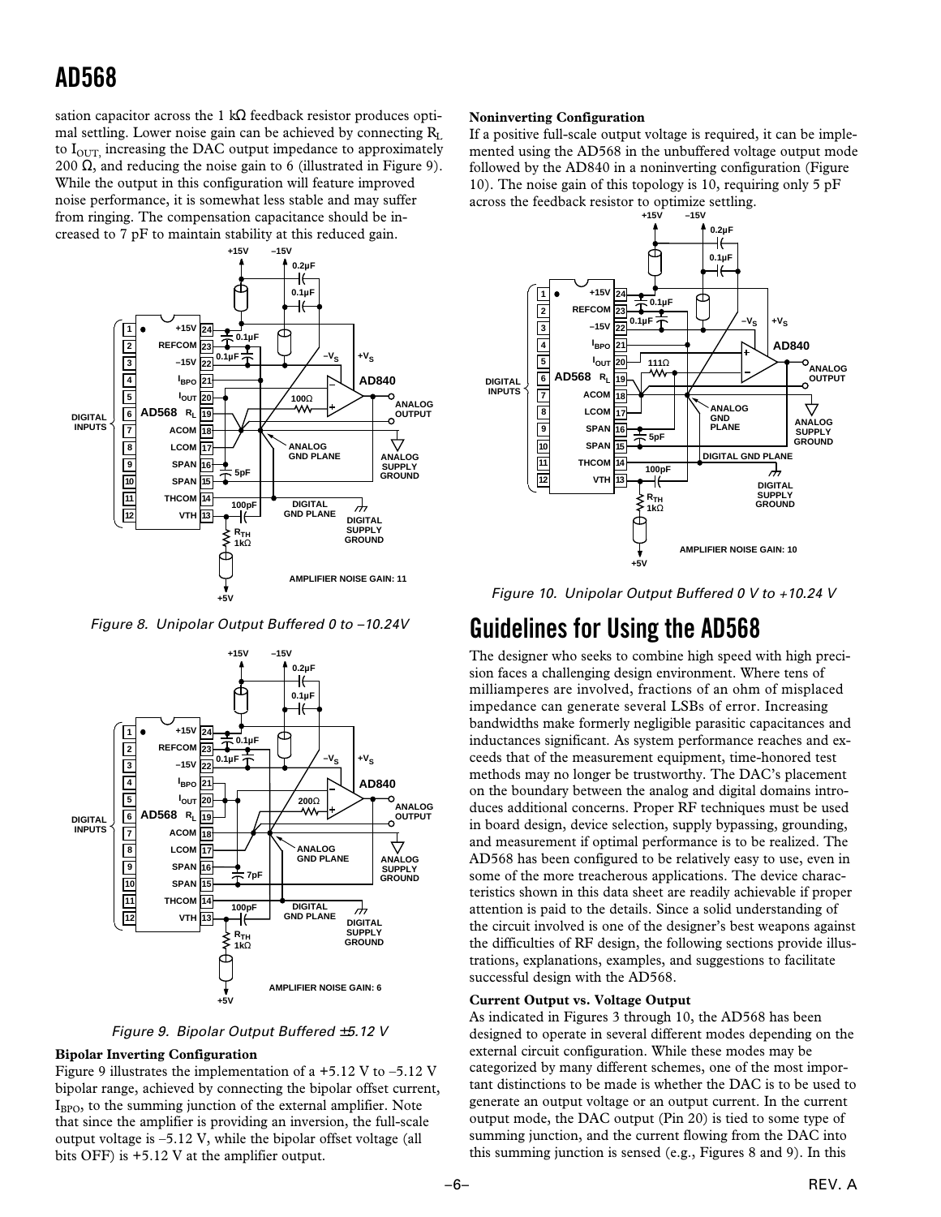sation capacitor across the 1 kΩ feedback resistor produces optimal settling. Lower noise gain can be achieved by connecting $R_L$ to $I_{OUT}$, increasing the DAC output impedance to approximately 200 Ω, and reducing the noise gain to 6 (illustrated in Figure 9). While the output in this configuration will feature improved noise performance, it is somewhat less stable and may suffer from ringing. The compensation capacitance should be increased to 7 pF to maintain stability at this reduced gain.

*Figure 8. Unipolar Output Buffered 0 to −10.24V*

*Figure 9. Bipolar Output Buffered ±5.12 V*

**Bipolar Inverting Configuration**

Figure 9 illustrates the implementation of a +5.12 V to −5.12 V bipolar range, achieved by connecting the bipolar offset current, $I_{BPO}$, to the summing junction of the external amplifier. Note that since the amplifier is providing an inversion, the full-scale output voltage is −5.12 V, while the bipolar offset voltage (all bits OFF) is +5.12 V at the amplifier output.

**Noninverting Configuration**

If a positive full-scale output voltage is required, it can be implemented using the AD568 in the unbuffered voltage output mode followed by the AD840 in a noninverting configuration (Figure 10). The noise gain of this topology is 10, requiring only 5 pF across the feedback resistor to optimize settling.

*Figure 10. Unipolar Output Buffered 0 V to +10.24 V*

## Guidelines for Using the AD568

The designer who seeks to combine high speed with high precision faces a challenging design environment. Where tens of milliamperes are involved, fractions of an ohm of misplaced impedance can generate several LSBs of error. Increasing bandwidths make formerly negligible parasitic capacitances and inductances significant. As system performance reaches and exceeds that of the measurement equipment, time-honored test methods may no longer be trustworthy. The DAC's placement on the boundary between the analog and digital domains introduces additional concerns. Proper RF techniques must be used in board design, device selection, supply bypassing, grounding, and measurement if optimal performance is to be realized. The AD568 has been configured to be relatively easy to use, even in some of the more treacherous applications. The device characteristics shown in this data sheet are readily achievable if proper attention is paid to the details. Since a solid understanding of the circuit involved is one of the designer's best weapons against the difficulties of RF design, the following sections provide illustrations, explanations, examples, and suggestions to facilitate successful design with the AD568.

**Current Output vs. Voltage Output**

As indicated in Figures 3 through 10, the AD568 has been designed to operate in several different modes depending on the external circuit configuration. While these modes may be categorized by many different schemes, one of the most important distinctions to be made is whether the DAC is to be used to generate an output voltage or an output current. In the current output mode, the DAC output (Pin 20) is tied to some type of summing junction, and the current flowing from the DAC into this summing junction is sensed (e.g., Figures 8 and 9). In this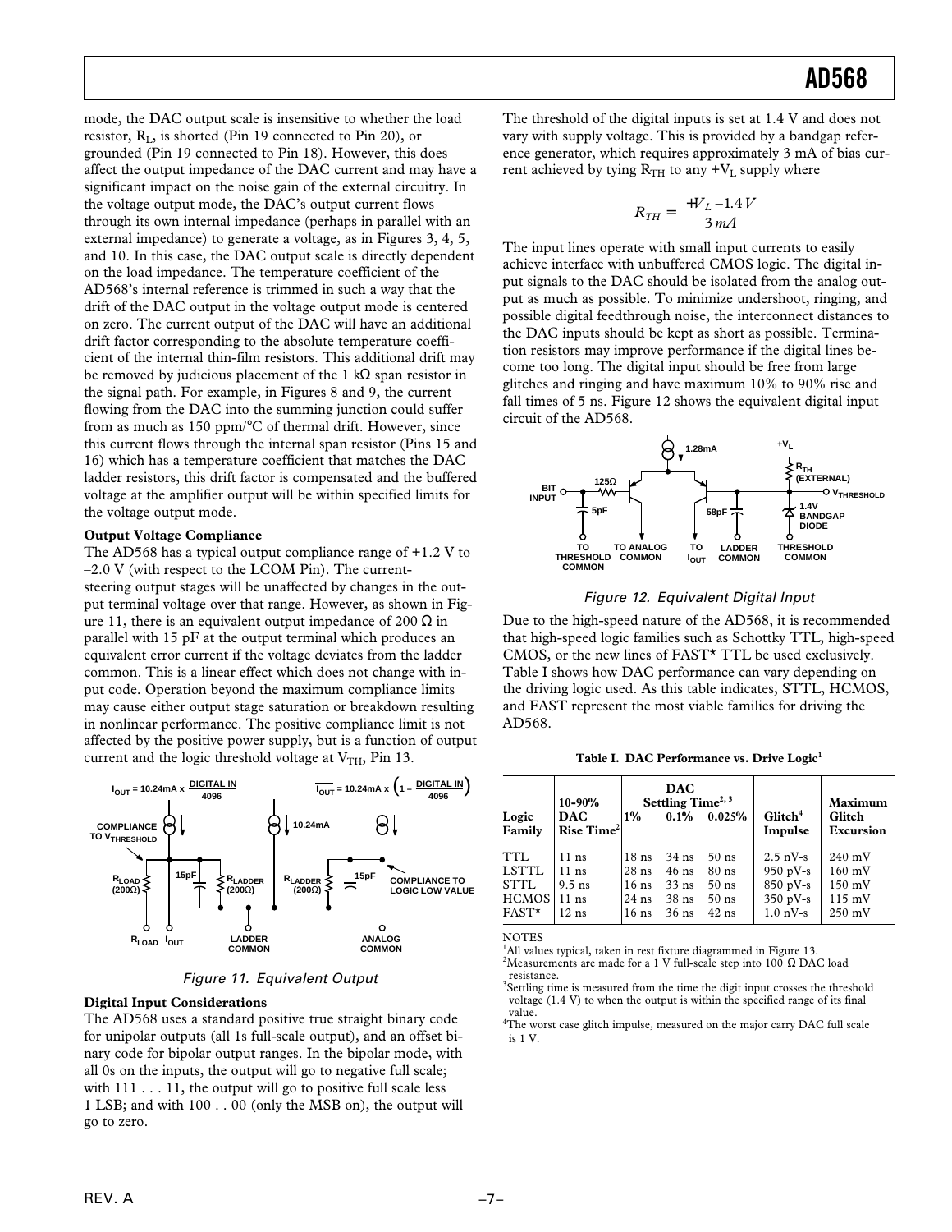mode, the DAC output scale is insensitive to whether the load resistor, $R_L$, is shorted (Pin 19 connected to Pin 20), or grounded (Pin 19 connected to Pin 18). However, this does affect the output impedance of the DAC current and may have a significant impact on the noise gain of the external circuitry. In the voltage output mode, the DAC's output current flows through its own internal impedance (perhaps in parallel with an external impedance) to generate a voltage, as in Figures 3, 4, 5, and 10. In this case, the DAC output scale is directly dependent on the load impedance. The temperature coefficient of the AD568's internal reference is trimmed in such a way that the drift of the DAC output in the voltage output mode is centered on zero. The current output of the DAC will have an additional drift factor corresponding to the absolute temperature coefficient of the internal thin-film resistors. This additional drift may be removed by judicious placement of the 1 kΩ span resistor in the signal path. For example, in Figures 8 and 9, the current flowing from the DAC into the summing junction could suffer from as much as 150 ppm/°C of thermal drift. However, since this current flows through the internal span resistor (Pins 15 and 16) which has a temperature coefficient that matches the DAC ladder resistors, this drift factor is compensated and the buffered voltage at the amplifier output will be within specified limits for the voltage output mode.

**Output Voltage Compliance**

The AD568 has a typical output compliance range of +1.2 V to –2.0 V (with respect to the LCOM Pin). The current-steering output stages will be unaffected by changes in the output terminal voltage over that range. However, as shown in Figure 11, there is an equivalent output impedance of 200 Ω in parallel with 15 pF at the output terminal which produces an equivalent error current if the voltage deviates from the ladder common. This is a linear effect which does not change with input code. Operation beyond the maximum compliance limits may cause either output stage saturation or breakdown resulting in nonlinear performance. The positive compliance limit is not affected by the positive power supply, but is a function of output current and the logic threshold voltage at $V_{TH}$, Pin 13.

Figure 11. Equivalent Output

**Digital Input Considerations**

The AD568 uses a standard positive true straight binary code for unipolar outputs (all 1s full-scale output), and an offset binary code for bipolar output ranges. In the bipolar mode, with all 0s on the inputs, the output will go to negative full scale; with 111 . . . 11, the output will go to positive full scale less 1 LSB; and with 100 . . 00 (only the MSB on), the output will go to zero.

The threshold of the digital inputs is set at 1.4 V and does not vary with supply voltage. This is provided by a bandgap reference generator, which requires approximately 3 mA of bias current achieved by tying $R_{TH}$ to any $+V_L$ supply where

$$R_{TH} = \frac{+V_L - 1.4\,V}{3\,mA}$$

The input lines operate with small input currents to easily achieve interface with unbuffered CMOS logic. The digital input signals to the DAC should be isolated from the analog output as much as possible. To minimize undershoot, ringing, and possible digital feedthrough noise, the interconnect distances to the DAC inputs should be kept as short as possible. Termination resistors may improve performance if the digital lines become too long. The digital input should be free from large glitches and ringing and have maximum 10% to 90% rise and fall times of 5 ns. Figure 12 shows the equivalent digital input circuit of the AD568.

Figure 12. Equivalent Digital Input

Due to the high-speed nature of the AD568, it is recommended that high-speed logic families such as Schottky TTL, high-speed CMOS, or the new lines of FAST* TTL be used exclusively. Table I shows how DAC performance can vary depending on the driving logic used. As this table indicates, STTL, HCMOS, and FAST represent the most viable families for driving the AD568.

**Table I. DAC Performance vs. Drive Logic[1]**

| Logic Family | 10–90% DAC Rise Time[2] | DAC Settling Time[2, 3] 1% | 0.1% | 0.025% | Glitch[4] Impulse | Maximum Glitch Excursion |
|---|---|---|---|---|---|---|
| TTL | 11 ns | 18 ns | 34 ns | 50 ns | 2.5 nV-s | 240 mV |
| LSTTL | 11 ns | 28 ns | 46 ns | 80 ns | 950 pV-s | 160 mV |
| STTL | 9.5 ns | 16 ns | 33 ns | 50 ns | 850 pV-s | 150 mV |
| HCMOS | 11 ns | 24 ns | 38 ns | 50 ns | 350 pV-s | 115 mV |
| FAST* | 12 ns | 16 ns | 36 ns | 42 ns | 1.0 nV-s | 250 mV |

NOTES

[1]All values typical, taken in rest fixture diagrammed in Figure 13.

[2]Measurements are made for a 1 V full-scale step into 100 Ω DAC load resistance.

[3]Settling time is measured from the time the digit input crosses the threshold voltage (1.4 V) to when the output is within the specified range of its final value.

[4]The worst case glitch impulse, measured on the major carry DAC full scale is 1 V.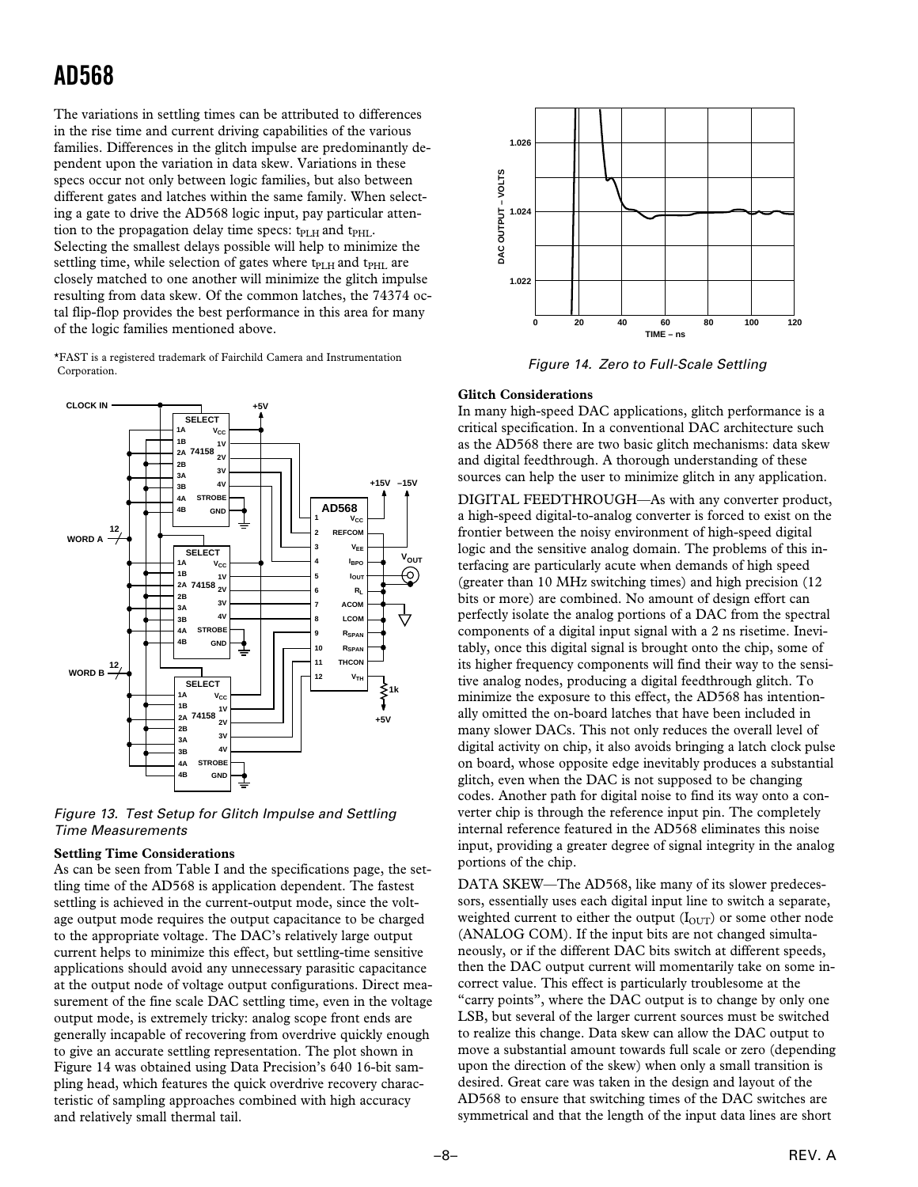The variations in settling times can be attributed to differences in the rise time and current driving capabilities of the various families. Differences in the glitch impulse are predominantly dependent upon the variation in data skew. Variations in these specs occur not only between logic families, but also between different gates and latches within the same family. When selecting a gate to drive the AD568 logic input, pay particular attention to the propagation delay time specs: $t_{PLH}$ and $t_{PHL}$. Selecting the smallest delays possible will help to minimize the settling time, while selection of gates where $t_{PLH}$ and $t_{PHL}$ are closely matched to one another will minimize the glitch impulse resulting from data skew. Of the common latches, the 74374 octal flip-flop provides the best performance in this area for many of the logic families mentioned above.

*FAST is a registered trademark of Fairchild Camera and Instrumentation Corporation.

*Figure 13. Test Setup for Glitch Impulse and Settling Time Measurements*

### Settling Time Considerations

As can be seen from Table I and the specifications page, the settling time of the AD568 is application dependent. The fastest settling is achieved in the current-output mode, since the voltage output mode requires the output capacitance to be charged to the appropriate voltage. The DAC's relatively large output current helps to minimize this effect, but settling-time sensitive applications should avoid any unnecessary parasitic capacitance at the output node of voltage output configurations. Direct measurement of the fine scale DAC settling time, even in the voltage output mode, is extremely tricky: analog scope front ends are generally incapable of recovering from overdrive quickly enough to give an accurate settling representation. The plot shown in Figure 14 was obtained using Data Precision's 640 16-bit sampling head, which features the quick overdrive recovery characteristic of sampling approaches combined with high accuracy and relatively small thermal tail.

*Figure 14. Zero to Full-Scale Settling*

### Glitch Considerations

In many high-speed DAC applications, glitch performance is a critical specification. In a conventional DAC architecture such as the AD568 there are two basic glitch mechanisms: data skew and digital feedthrough. A thorough understanding of these sources can help the user to minimize glitch in any application.

DIGITAL FEEDTHROUGH—As with any converter product, a high-speed digital-to-analog converter is forced to exist on the frontier between the noisy environment of high-speed digital logic and the sensitive analog domain. The problems of this interfacing are particularly acute when demands of high speed (greater than 10 MHz switching times) and high precision (12 bits or more) are combined. No amount of design effort can perfectly isolate the analog portions of a DAC from the spectral components of a digital input signal with a 2 ns risetime. Inevitably, once this digital signal is brought onto the chip, some of its higher frequency components will find their way to the sensitive analog nodes, producing a digital feedthrough glitch. To minimize the exposure to this effect, the AD568 has intentionally omitted the on-board latches that have been included in many slower DACs. This not only reduces the overall level of digital activity on chip, it also avoids bringing a latch clock pulse on board, whose opposite edge inevitably produces a substantial glitch, even when the DAC is not supposed to be changing codes. Another path for digital noise to find its way onto a converter chip is through the reference input pin. The completely internal reference featured in the AD568 eliminates this noise input, providing a greater degree of signal integrity in the analog portions of the chip.

DATA SKEW—The AD568, like many of its slower predecessors, essentially uses each digital input line to switch a separate, weighted current to either the output ($I_{OUT}$) or some other node (ANALOG COM). If the input bits are not changed simultaneously, or if the different DAC bits switch at different speeds, then the DAC output current will momentarily take on some incorrect value. This effect is particularly troublesome at the "carry points", where the DAC output is to change by only one LSB, but several of the larger current sources must be switched to realize this change. Data skew can allow the DAC output to move a substantial amount towards full scale or zero (depending upon the direction of the skew) when only a small transition is desired. Great care was taken in the design and layout of the AD568 to ensure that switching times of the DAC switches are symmetrical and that the length of the input data lines are short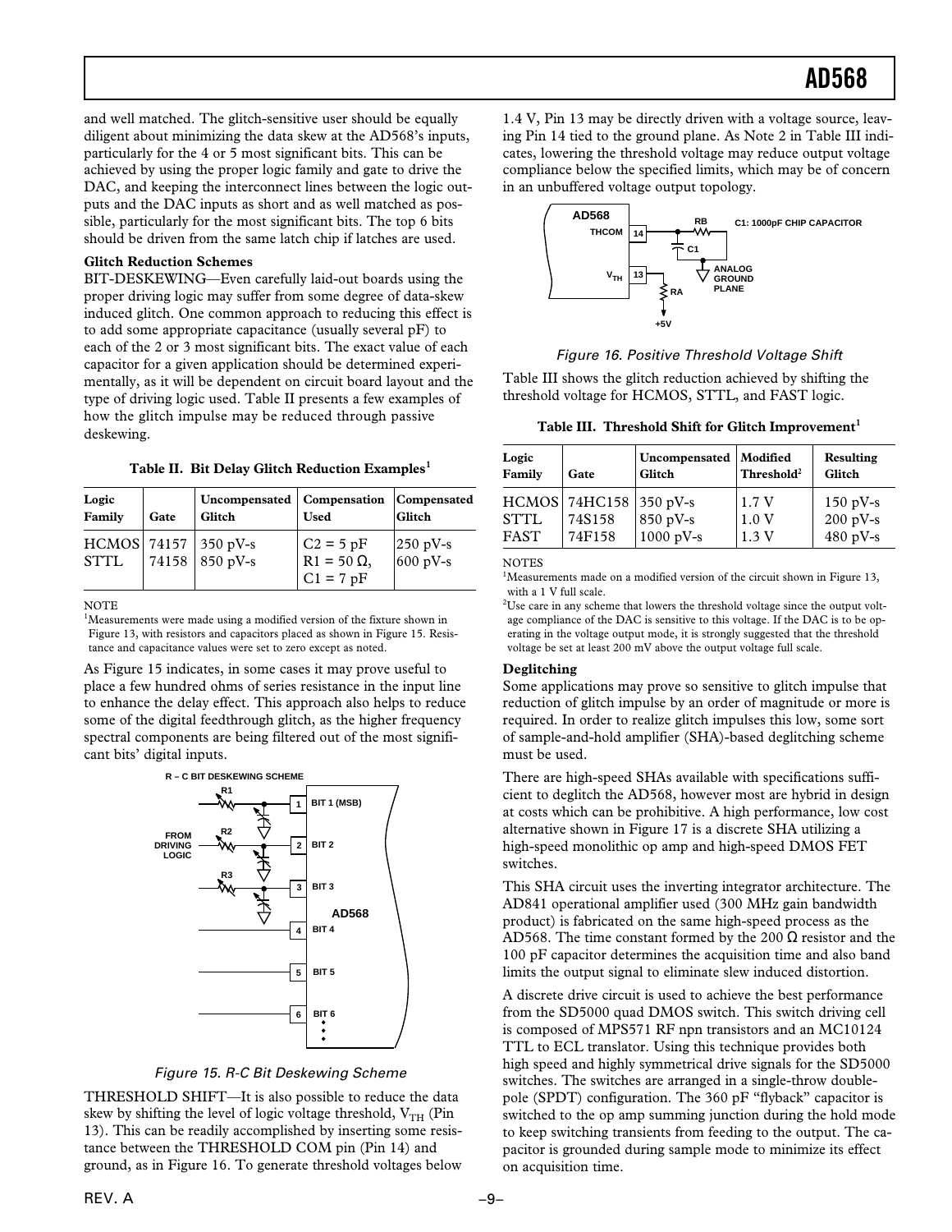and well matched. The glitch-sensitive user should be equally diligent about minimizing the data skew at the AD568's inputs, particularly for the 4 or 5 most significant bits. This can be achieved by using the proper logic family and gate to drive the DAC, and keeping the interconnect lines between the logic outputs and the DAC inputs as short and as well matched as possible, particularly for the most significant bits. The top 6 bits should be driven from the same latch chip if latches are used.

**Glitch Reduction Schemes**

BIT-DESKEWING—Even carefully laid-out boards using the proper driving logic may suffer from some degree of data-skew induced glitch. One common approach to reducing this effect is to add some appropriate capacitance (usually several pF) to each of the 2 or 3 most significant bits. The exact value of each capacitor for a given application should be determined experimentally, as it will be dependent on circuit board layout and the type of driving logic used. Table II presents a few examples of how the glitch impulse may be reduced through passive deskewing.

**Table II. Bit Delay Glitch Reduction Examples[1]**

| Logic Family | Gate | Uncompensated Glitch | Compensation Used | Compensated Glitch |
|---|---|---|---|---|
| HCMOS | 74157 | 350 pV-s | C2 = 5 pF | 250 pV-s |
| STTL | 74158 | 850 pV-s | R1 = 50 Ω, C1 = 7 pF | 600 pV-s |

NOTE
[1]Measurements were made using a modified version of the fixture shown in Figure 13, with resistors and capacitors placed as shown in Figure 15. Resistance and capacitance values were set to zero except as noted.

As Figure 15 indicates, in some cases it may prove useful to place a few hundred ohms of series resistance in the input line to enhance the delay effect. This approach also helps to reduce some of the digital feedthrough glitch, as the higher frequency spectral components are being filtered out of the most significant bits' digital inputs.

*Figure 15. R-C Bit Deskewing Scheme*

THRESHOLD SHIFT—It is also possible to reduce the data skew by shifting the level of logic voltage threshold, $V_{TH}$ (Pin 13). This can be readily accomplished by inserting some resistance between the THRESHOLD COM pin (Pin 14) and ground, as in Figure 16. To generate threshold voltages below 1.4 V, Pin 13 may be directly driven with a voltage source, leaving Pin 14 tied to the ground plane. As Note 2 in Table III indicates, lowering the threshold voltage may reduce output voltage compliance below the specified limits, which may be of concern in an unbuffered voltage output topology.

*Figure 16. Positive Threshold Voltage Shift*

Table III shows the glitch reduction achieved by shifting the threshold voltage for HCMOS, STTL, and FAST logic.

**Table III. Threshold Shift for Glitch Improvement[1]**

| Logic Family | Gate | Uncompensated Glitch | Modified Threshold[2] | Resulting Glitch |
|---|---|---|---|---|
| HCMOS | 74HC158 | 350 pV-s | 1.7 V | 150 pV-s |
| STTL | 74S158 | 850 pV-s | 1.0 V | 200 pV-s |
| FAST | 74F158 | 1000 pV-s | 1.3 V | 480 pV-s |

NOTES
[1]Measurements made on a modified version of the circuit shown in Figure 13, with a 1 V full scale.
[2]Use care in any scheme that lowers the threshold voltage since the output voltage compliance of the DAC is sensitive to this voltage. If the DAC is to be operating in the voltage output mode, it is strongly suggested that the threshold voltage be set at least 200 mV above the output voltage full scale.

**Deglitching**

Some applications may prove so sensitive to glitch impulse that reduction of glitch impulse by an order of magnitude or more is required. In order to realize glitch impulses this low, some sort of sample-and-hold amplifier (SHA)-based deglitching scheme must be used.

There are high-speed SHAs available with specifications sufficient to deglitch the AD568, however most are hybrid in design at costs which can be prohibitive. A high performance, low cost alternative shown in Figure 17 is a discrete SHA utilizing a high-speed monolithic op amp and high-speed DMOS FET switches.

This SHA circuit uses the inverting integrator architecture. The AD841 operational amplifier used (300 MHz gain bandwidth product) is fabricated on the same high-speed process as the AD568. The time constant formed by the 200 Ω resistor and the 100 pF capacitor determines the acquisition time and also band limits the output signal to eliminate slew induced distortion.

A discrete drive circuit is used to achieve the best performance from the SD5000 quad DMOS switch. This switch driving cell is composed of MPS571 RF npn transistors and an MC10124 TTL to ECL translator. Using this technique provides both high speed and highly symmetrical drive signals for the SD5000 switches. The switches are arranged in a single-throw double-pole (SPDT) configuration. The 360 pF "flyback" capacitor is switched to the op amp summing junction during the hold mode to keep switching transients from feeding to the output. The capacitor is grounded during sample mode to minimize its effect on acquisition time.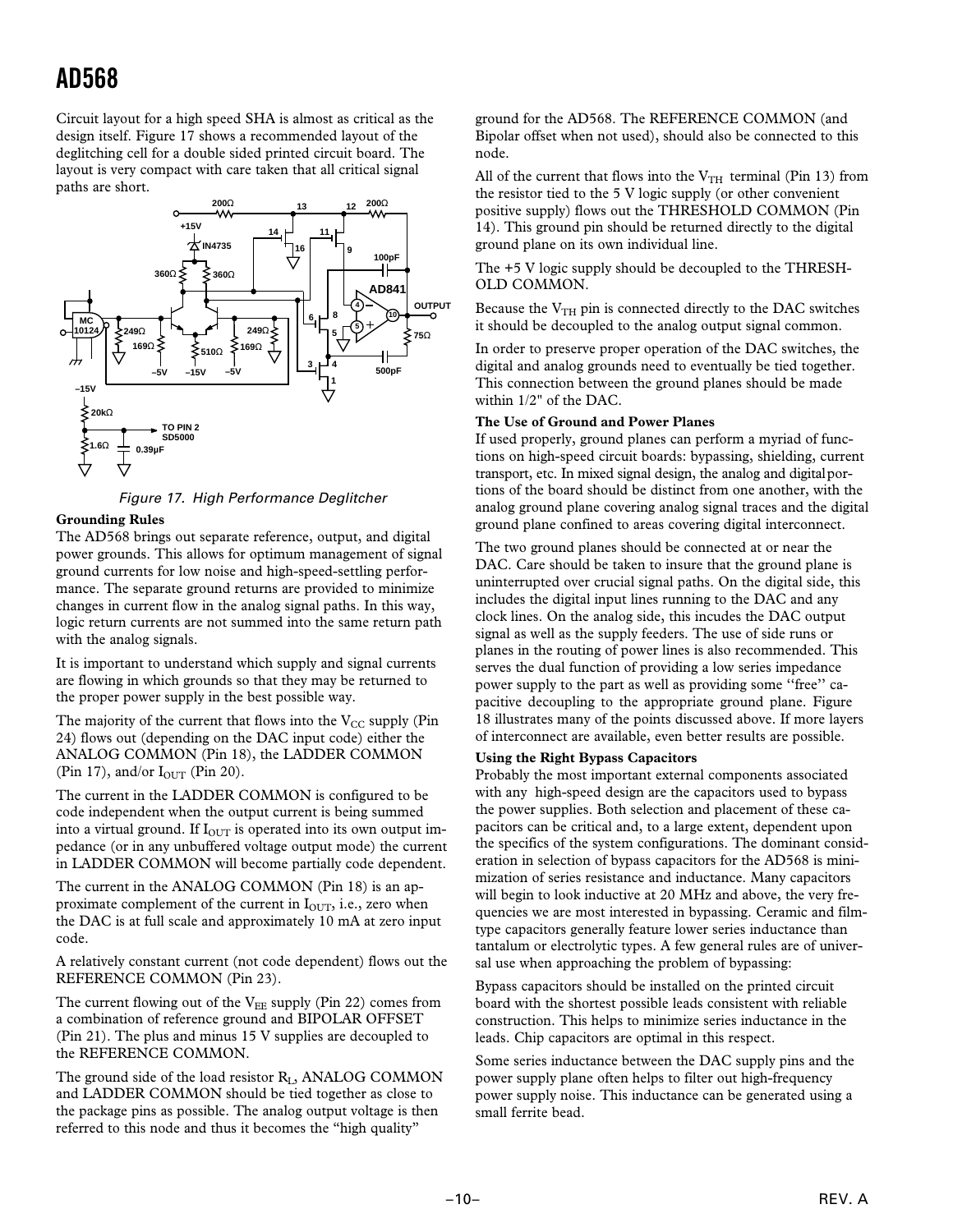Circuit layout for a high speed SHA is almost as critical as the design itself. Figure 17 shows a recommended layout of the deglitching cell for a double sided printed circuit board. The layout is very compact with care taken that all critical signal paths are short.

*Figure 17. High Performance Deglitcher*

**Grounding Rules**

The AD568 brings out separate reference, output, and digital power grounds. This allows for optimum management of signal ground currents for low noise and high-speed-settling performance. The separate ground returns are provided to minimize changes in current flow in the analog signal paths. In this way, logic return currents are not summed into the same return path with the analog signals.

It is important to understand which supply and signal currents are flowing in which grounds so that they may be returned to the proper power supply in the best possible way.

The majority of the current that flows into the $V_{CC}$ supply (Pin 24) flows out (depending on the DAC input code) either the ANALOG COMMON (Pin 18), the LADDER COMMON (Pin 17), and/or $I_{OUT}$ (Pin 20).

The current in the LADDER COMMON is configured to be code independent when the output current is being summed into a virtual ground. If $I_{OUT}$ is operated into its own output impedance (or in any unbuffered voltage output mode) the current in LADDER COMMON will become partially code dependent.

The current in the ANALOG COMMON (Pin 18) is an approximate complement of the current in $I_{OUT}$, i.e., zero when the DAC is at full scale and approximately 10 mA at zero input code.

A relatively constant current (not code dependent) flows out the REFERENCE COMMON (Pin 23).

The current flowing out of the $V_{EE}$ supply (Pin 22) comes from a combination of reference ground and BIPOLAR OFFSET (Pin 21). The plus and minus 15 V supplies are decoupled to the REFERENCE COMMON.

The ground side of the load resistor $R_L$, ANALOG COMMON and LADDER COMMON should be tied together as close to the package pins as possible. The analog output voltage is then referred to this node and thus it becomes the "high quality" ground for the AD568. The REFERENCE COMMON (and Bipolar offset when not used), should also be connected to this node.

All of the current that flows into the $V_{TH}$ terminal (Pin 13) from the resistor tied to the 5 V logic supply (or other convenient positive supply) flows out the THRESHOLD COMMON (Pin 14). This ground pin should be returned directly to the digital ground plane on its own individual line.

The +5 V logic supply should be decoupled to the THRESHOLD COMMON.

Because the $V_{TH}$ pin is connected directly to the DAC switches it should be decoupled to the analog output signal common.

In order to preserve proper operation of the DAC switches, the digital and analog grounds need to eventually be tied together. This connection between the ground planes should be made within 1/2" of the DAC.

**The Use of Ground and Power Planes**

If used properly, ground planes can perform a myriad of functions on high-speed circuit boards: bypassing, shielding, current transport, etc. In mixed signal design, the analog and digital portions of the board should be distinct from one another, with the analog ground plane covering analog signal traces and the digital ground plane confined to areas covering digital interconnect.

The two ground planes should be connected at or near the DAC. Care should be taken to insure that the ground plane is uninterrupted over crucial signal paths. On the digital side, this includes the digital input lines running to the DAC and any clock lines. On the analog side, this incudes the DAC output signal as well as the supply feeders. The use of side runs or planes in the routing of power lines is also recommended. This serves the dual function of providing a low series impedance power supply to the part as well as providing some "free" capacitive decoupling to the appropriate ground plane. Figure 18 illustrates many of the points discussed above. If more layers of interconnect are available, even better results are possible.

**Using the Right Bypass Capacitors**

Probably the most important external components associated with any high-speed design are the capacitors used to bypass the power supplies. Both selection and placement of these capacitors can be critical and, to a large extent, dependent upon the specifics of the system configurations. The dominant consideration in selection of bypass capacitors for the AD568 is minimization of series resistance and inductance. Many capacitors will begin to look inductive at 20 MHz and above, the very frequencies we are most interested in bypassing. Ceramic and film-type capacitors generally feature lower series inductance than tantalum or electrolytic types. A few general rules are of universal use when approaching the problem of bypassing:

Bypass capacitors should be installed on the printed circuit board with the shortest possible leads consistent with reliable construction. This helps to minimize series inductance in the leads. Chip capacitors are optimal in this respect.

Some series inductance between the DAC supply pins and the power supply plane often helps to filter out high-frequency power supply noise. This inductance can be generated using a small ferrite bead.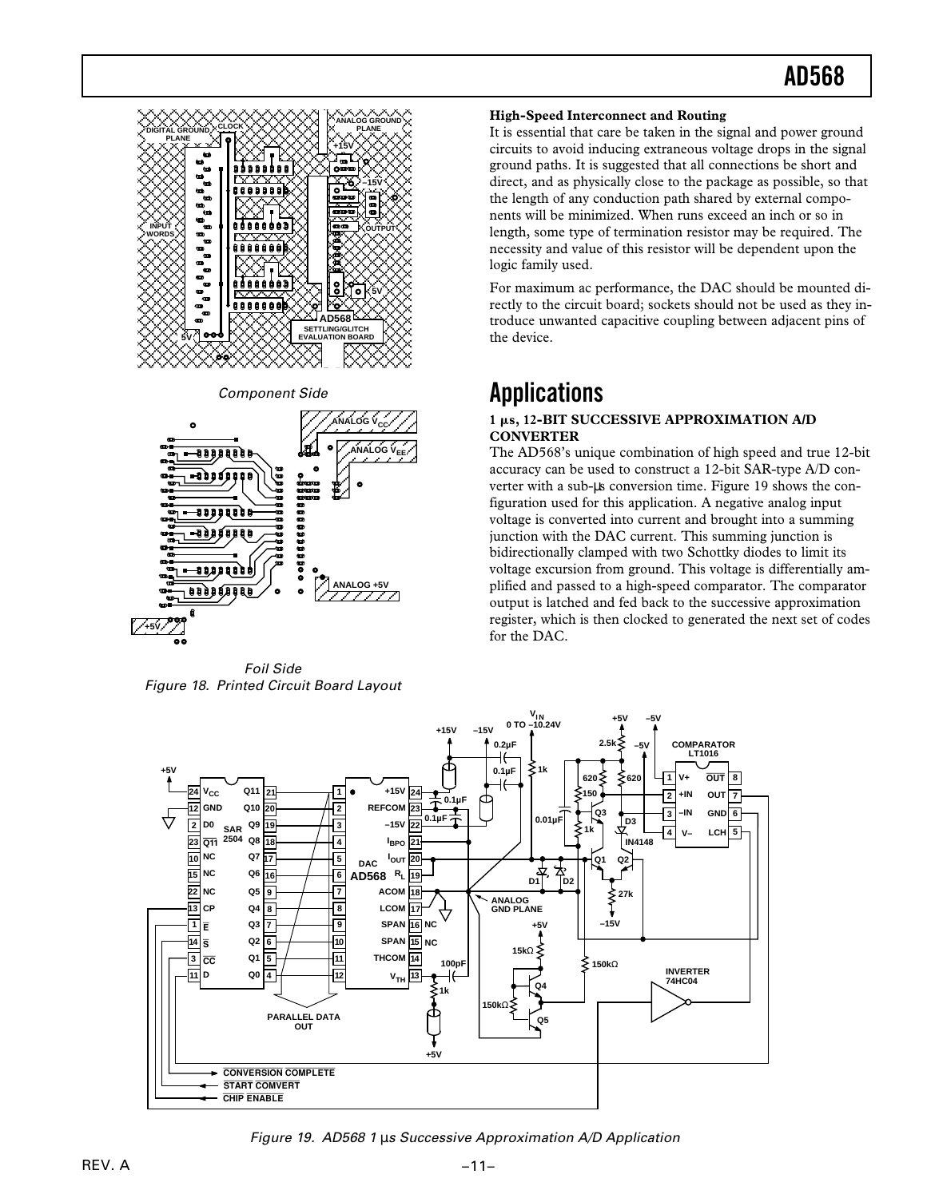Component Side

Foil Side

*Figure 18. Printed Circuit Board Layout*

**High-Speed Interconnect and Routing**

It is essential that care be taken in the signal and power ground circuits to avoid inducing extraneous voltage drops in the signal ground paths. It is suggested that all connections be short and direct, and as physically close to the package as possible, so that the length of any conduction path shared by external components will be minimized. When runs exceed an inch or so in length, some type of termination resistor may be required. The necessity and value of this resistor will be dependent upon the logic family used.

For maximum ac performance, the DAC should be mounted directly to the circuit board; sockets should not be used as they introduce unwanted capacitive coupling between adjacent pins of the device.

# Applications

**1 μs, 12-BIT SUCCESSIVE APPROXIMATION A/D CONVERTER**

The AD568's unique combination of high speed and true 12-bit accuracy can be used to construct a 12-bit SAR-type A/D converter with a sub-μs conversion time. Figure 19 shows the configuration used for this application. A negative analog input voltage is converted into current and brought into a summing junction with the DAC current. This summing junction is bidirectionally clamped with two Schottky diodes to limit its voltage excursion from ground. This voltage is differentially amplified and passed to a high-speed comparator. The comparator output is latched and fed back to the successive approximation register, which is then clocked to generated the next set of codes for the DAC.

*Figure 19. AD568 1 μs Successive Approximation A/D Application*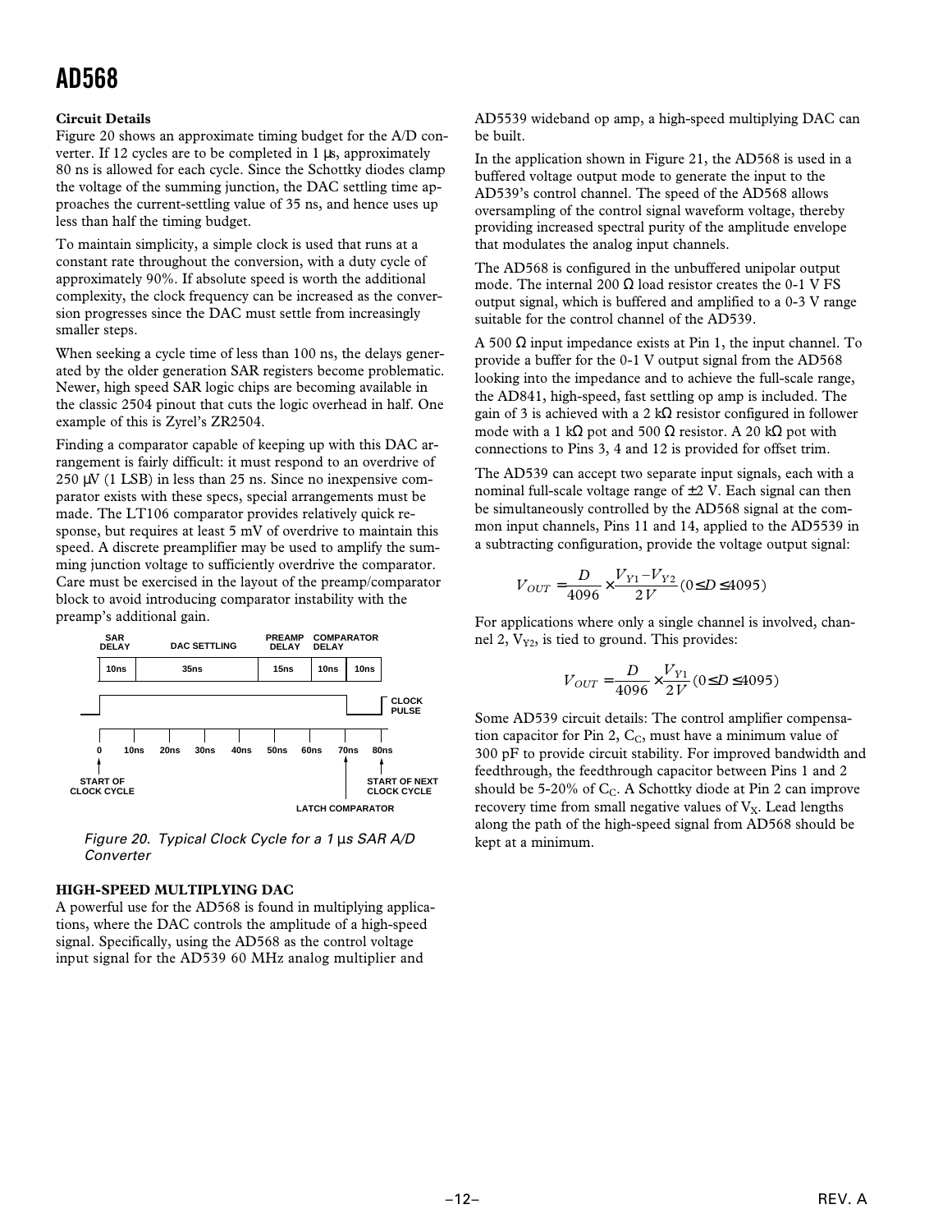### Circuit Details

Figure 20 shows an approximate timing budget for the A/D converter. If 12 cycles are to be completed in 1 µs, approximately 80 ns is allowed for each cycle. Since the Schottky diodes clamp the voltage of the summing junction, the DAC settling time approaches the current-settling value of 35 ns, and hence uses up less than half the timing budget.

To maintain simplicity, a simple clock is used that runs at a constant rate throughout the conversion, with a duty cycle of approximately 90%. If absolute speed is worth the additional complexity, the clock frequency can be increased as the conversion progresses since the DAC must settle from increasingly smaller steps.

When seeking a cycle time of less than 100 ns, the delays generated by the older generation SAR registers become problematic. Newer, high speed SAR logic chips are becoming available in the classic 2504 pinout that cuts the logic overhead in half. One example of this is Zyrel's ZR2504.

Finding a comparator capable of keeping up with this DAC arrangement is fairly difficult: it must respond to an overdrive of 250 µV (1 LSB) in less than 25 ns. Since no inexpensive comparator exists with these specs, special arrangements must be made. The LT106 comparator provides relatively quick response, but requires at least 5 mV of overdrive to maintain this speed. A discrete preamplifier may be used to amplify the summing junction voltage to sufficiently overdrive the comparator. Care must be exercised in the layout of the preamp/comparator block to avoid introducing comparator instability with the preamp's additional gain.

| SAR DELAY | DAC SETTLING | PREAMP DELAY | COMPARATOR DELAY | |
|---|---|---|---|---|
| 10ns | 35ns | 15ns | 10ns | 10ns |

CLOCK PULSE

0 10ns 20ns 30ns 40ns 50ns 60ns 70ns 80ns

START OF CLOCK CYCLE — LATCH COMPARATOR — START OF NEXT CLOCK CYCLE

*Figure 20. Typical Clock Cycle for a 1 µs SAR A/D Converter*

## HIGH-SPEED MULTIPLYING DAC

A powerful use for the AD568 is found in multiplying applications, where the DAC controls the amplitude of a high-speed signal. Specifically, using the AD568 as the control voltage input signal for the AD539 60 MHz analog multiplier and AD5539 wideband op amp, a high-speed multiplying DAC can be built.

In the application shown in Figure 21, the AD568 is used in a buffered voltage output mode to generate the input to the AD539's control channel. The speed of the AD568 allows oversampling of the control signal waveform voltage, thereby providing increased spectral purity of the amplitude envelope that modulates the analog input channels.

The AD568 is configured in the unbuffered unipolar output mode. The internal 200 Ω load resistor creates the 0-1 V FS output signal, which is buffered and amplified to a 0-3 V range suitable for the control channel of the AD539.

A 500 Ω input impedance exists at Pin 1, the input channel. To provide a buffer for the 0-1 V output signal from the AD568 looking into the impedance and to achieve the full-scale range, the AD841, high-speed, fast settling op amp is included. The gain of 3 is achieved with a 2 kΩ resistor configured in follower mode with a 1 kΩ pot and 500 Ω resistor. A 20 kΩ pot with connections to Pins 3, 4 and 12 is provided for offset trim.

The AD539 can accept two separate input signals, each with a nominal full-scale voltage range of ±2 V. Each signal can then be simultaneously controlled by the AD568 signal at the common input channels, Pins 11 and 14, applied to the AD5539 in a subtracting configuration, provide the voltage output signal:

$$V_{OUT} = \frac{D}{4096} \times \frac{V_{Y1} - V_{Y2}}{2V} (0 \le D \le 4095)$$

For applications where only a single channel is involved, channel 2, $V_{Y2}$, is tied to ground. This provides:

$$V_{OUT} = \frac{D}{4096} \times \frac{V_{Y1}}{2V} (0 \le D \le 4095)$$

Some AD539 circuit details: The control amplifier compensation capacitor for Pin 2, $C_C$, must have a minimum value of 300 pF to provide circuit stability. For improved bandwidth and feedthrough, the feedthrough capacitor between Pins 1 and 2 should be 5-20% of $C_C$. A Schottky diode at Pin 2 can improve recovery time from small negative values of $V_X$. Lead lengths along the path of the high-speed signal from AD568 should be kept at a minimum.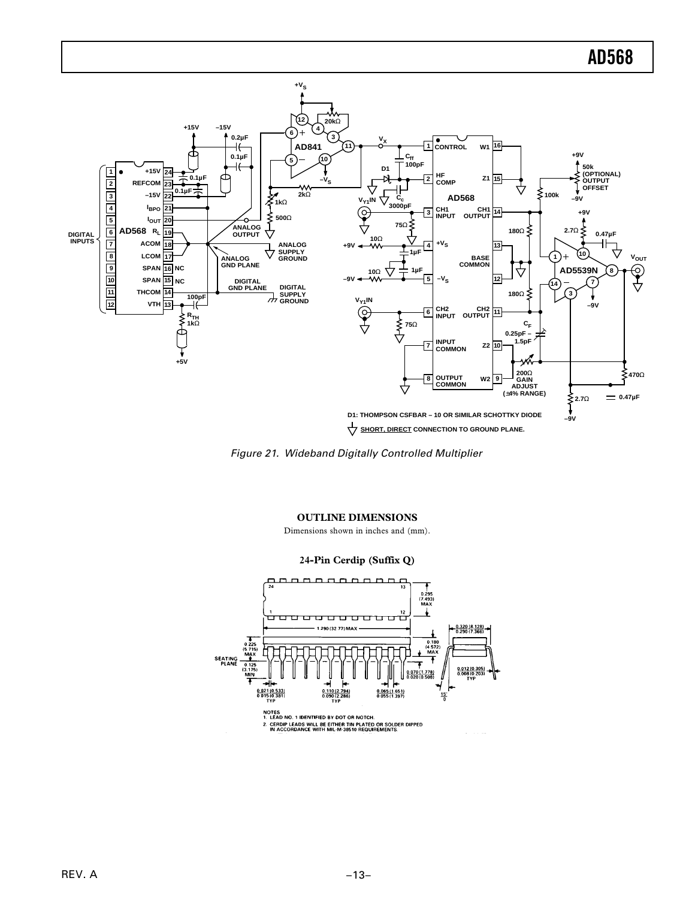Figure 21. Wideband Digitally Controlled Multiplier

## OUTLINE DIMENSIONS

Dimensions shown in inches and (mm).

### 24-Pin Cerdip (Suffix Q)

NOTES
1. LEAD NO. 1 IDENTIFIED BY DOT OR NOTCH.
2. CERDIP LEADS WILL BE EITHER TIN PLATED OR SOLDER DIPPED IN ACCORDANCE WITH MIL-M-38510 REQUIREMENTS.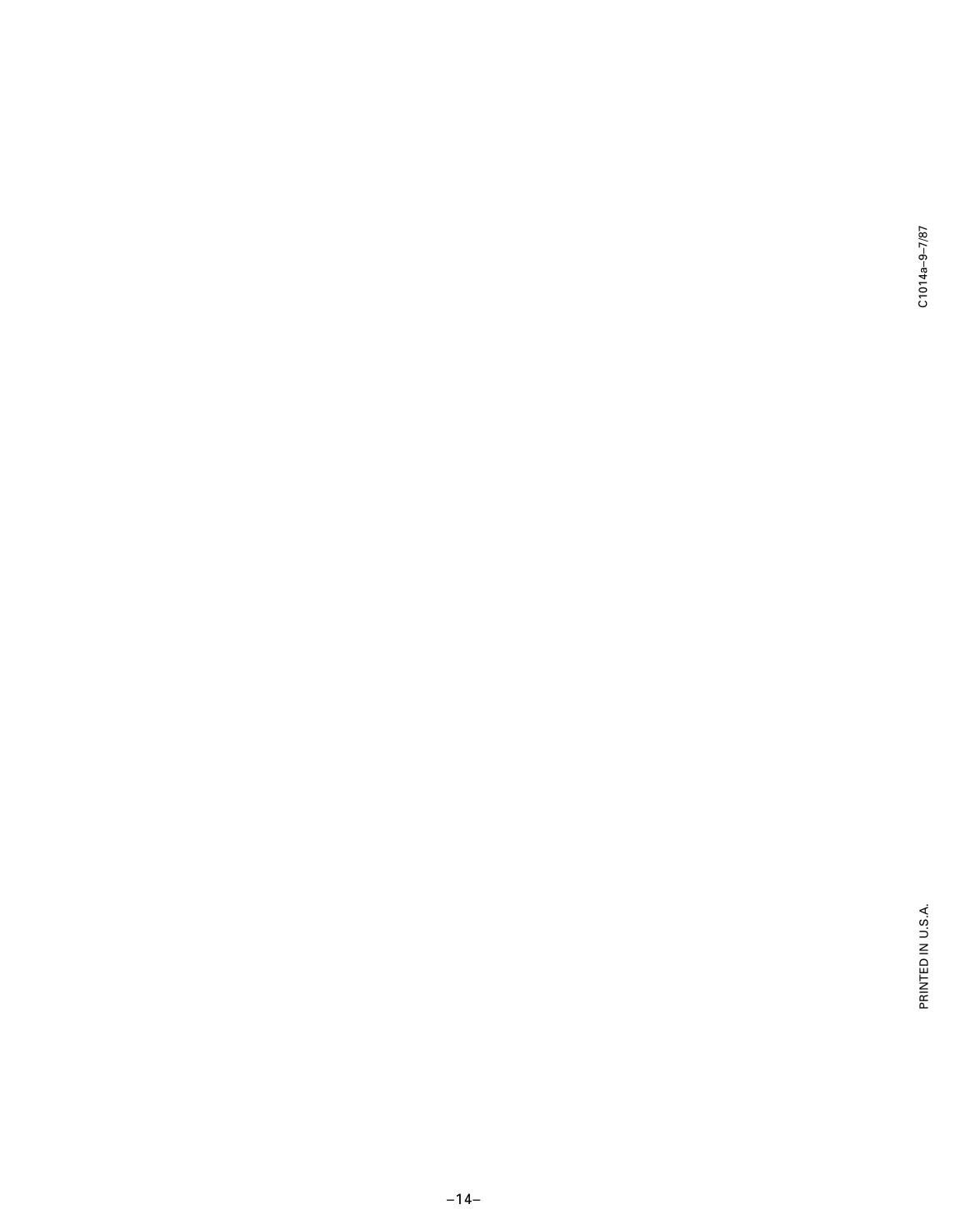C1014a–9–7/87

PRINTED IN U.S.A.